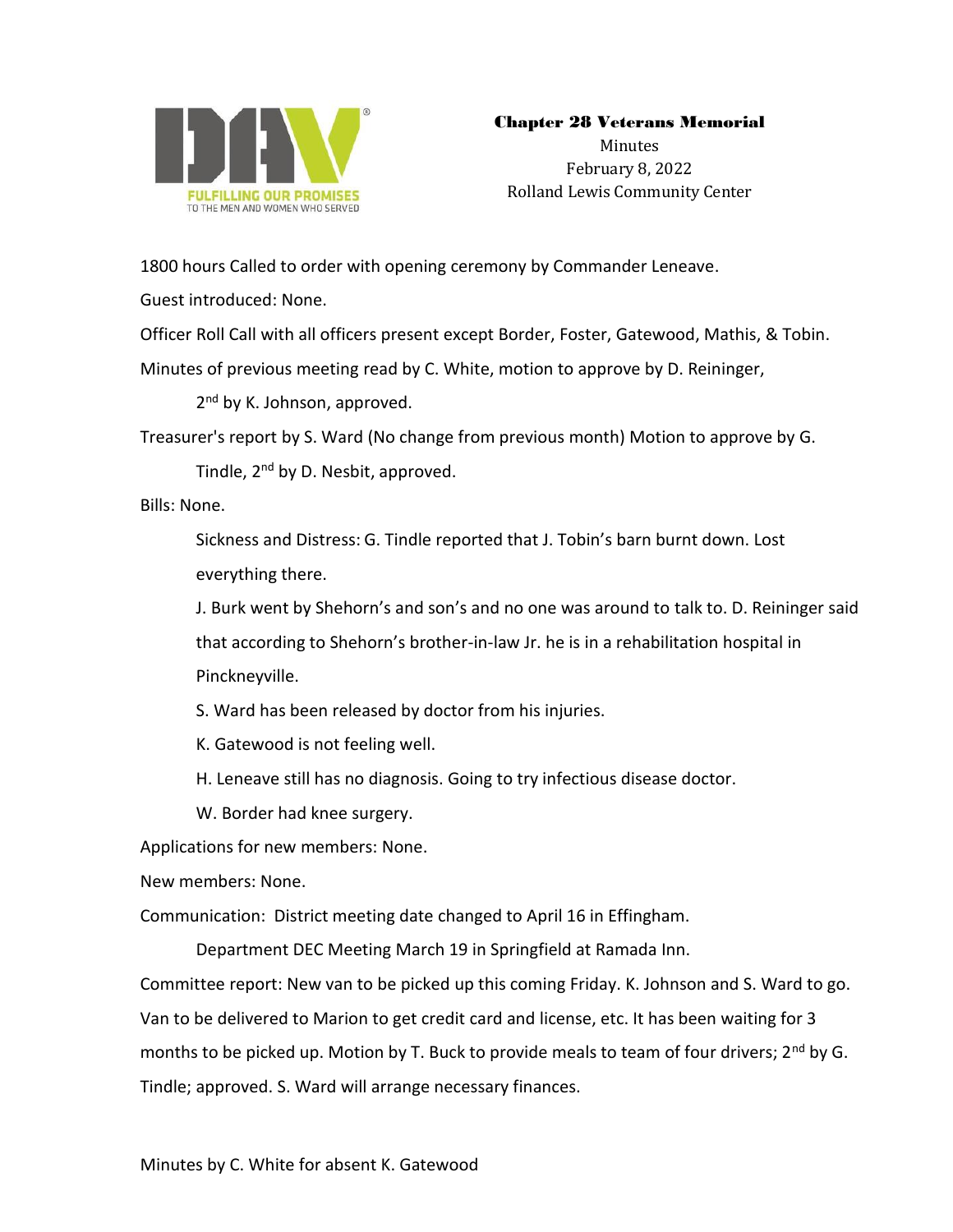# Chapter 28 Veterans Memorial

Minutes
February 8, 2022
Rolland Lewis Community Center

1800 hours Called to order with opening ceremony by Commander Leneave.

Guest introduced: None.

Officer Roll Call with all officers present except Border, Foster, Gatewood, Mathis, & Tobin.

Minutes of previous meeting read by C. White, motion to approve by D. Reininger, 2nd by K. Johnson, approved.

Treasurer's report by S. Ward (No change from previous month) Motion to approve by G. Tindle, 2nd by D. Nesbit, approved.

Bills: None.

Sickness and Distress: G. Tindle reported that J. Tobin's barn burnt down. Lost everything there.

J. Burk went by Shehorn's and son's and no one was around to talk to. D. Reininger said that according to Shehorn's brother-in-law Jr. he is in a rehabilitation hospital in Pinckneyville.

S. Ward has been released by doctor from his injuries.

K. Gatewood is not feeling well.

H. Leneave still has no diagnosis. Going to try infectious disease doctor.

W. Border had knee surgery.

Applications for new members: None.

New members: None.

Communication: District meeting date changed to April 16 in Effingham.

Department DEC Meeting March 19 in Springfield at Ramada Inn.

Committee report: New van to be picked up this coming Friday. K. Johnson and S. Ward to go. Van to be delivered to Marion to get credit card and license, etc. It has been waiting for 3 months to be picked up. Motion by T. Buck to provide meals to team of four drivers; 2nd by G. Tindle; approved. S. Ward will arrange necessary finances.

Minutes by C. White for absent K. Gatewood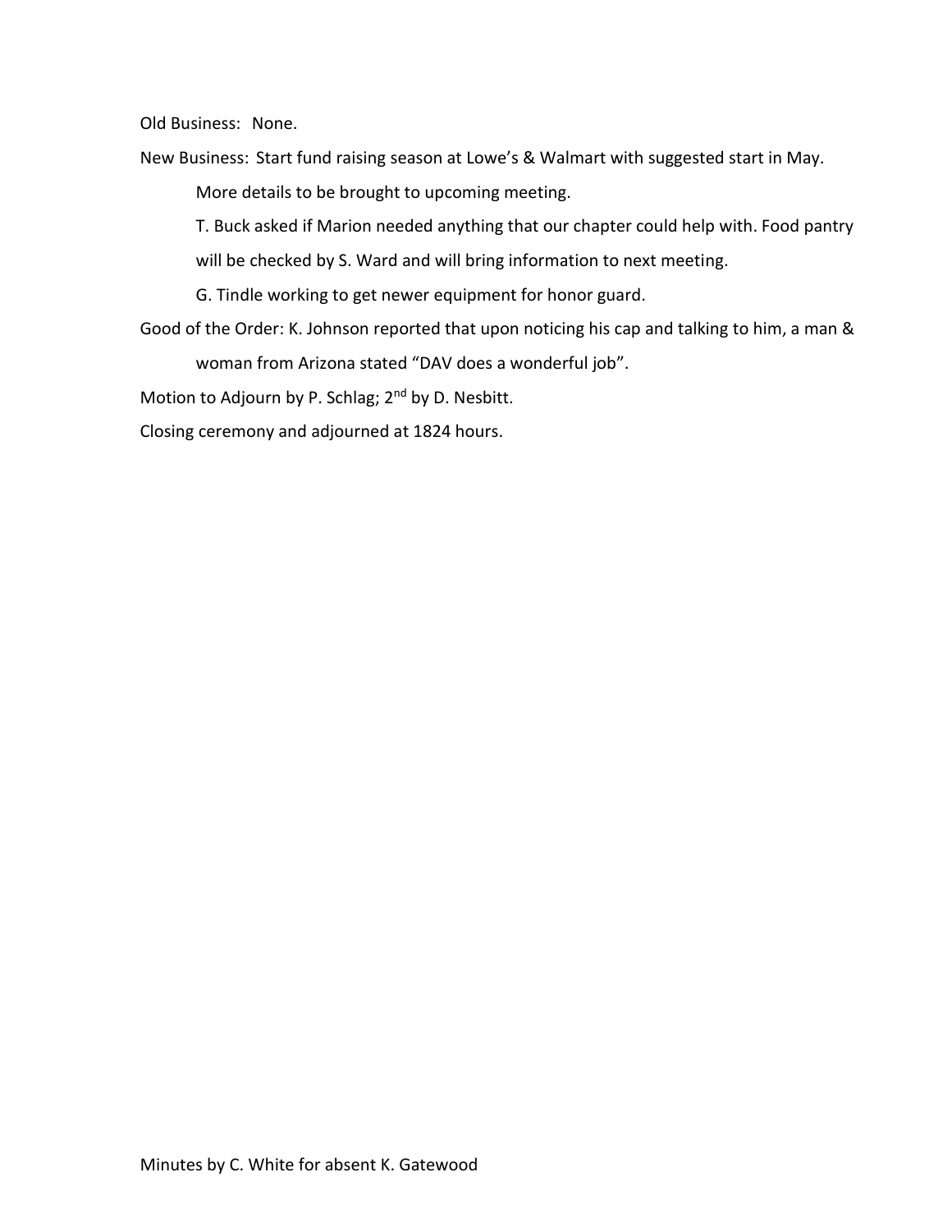Old Business: None.

New Business: Start fund raising season at Lowe's & Walmart with suggested start in May.

More details to be brought to upcoming meeting.

T. Buck asked if Marion needed anything that our chapter could help with. Food pantry will be checked by S. Ward and will bring information to next meeting.

G. Tindle working to get newer equipment for honor guard.

Good of the Order: K. Johnson reported that upon noticing his cap and talking to him, a man & woman from Arizona stated "DAV does a wonderful job".

Motion to Adjourn by P. Schlag; 2nd by D. Nesbitt.

Closing ceremony and adjourned at 1824 hours.

Minutes by C. White for absent K. Gatewood